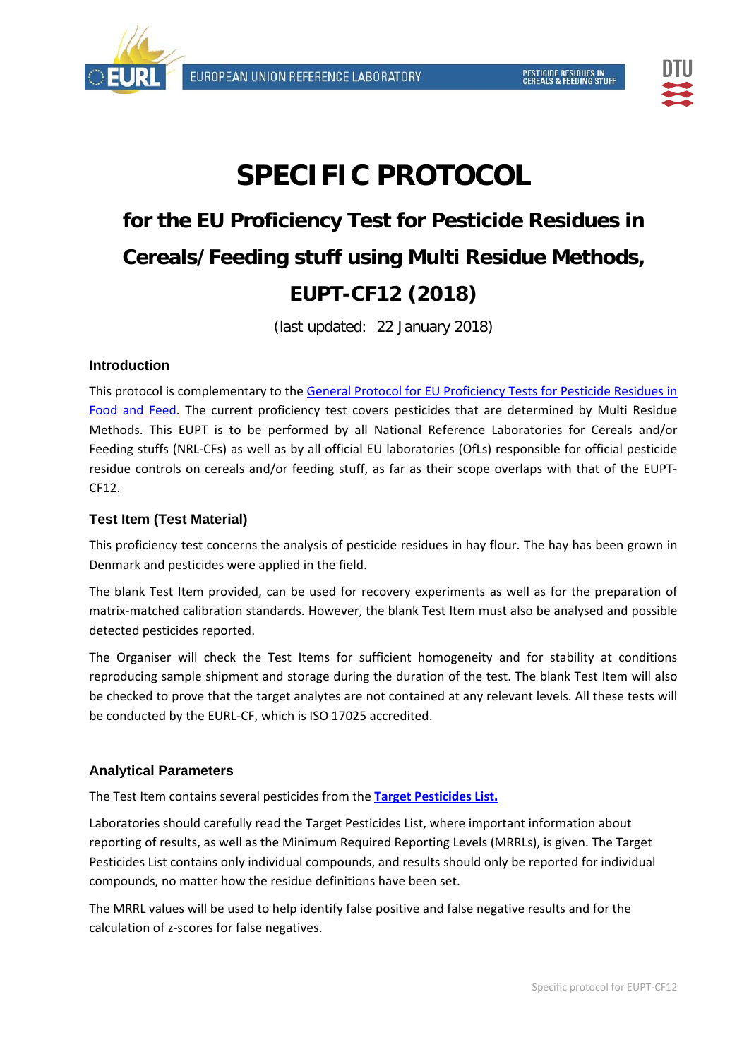# SPECIFIC PROTOCOL

## for the EU Proficiency Test for Pesticide Residues in Cereals/Feeding stuff using Multi Residue Methods, EUPT-CF12 (2018)

(last updated: 22 January 2018)

### Introduction

This protocol is complementary to the General Protocol for EU Proficiency Tests for Pesticide Residues in Food and Feed. The current proficiency test covers pesticides that are determined by Multi Residue Methods. This EUPT is to be performed by all National Reference Laboratories for Cereals and/or Feeding stuffs (NRL-CFs) as well as by all official EU laboratories (OfLs) responsible for official pesticide residue controls on cereals and/or feeding stuff, as far as their scope overlaps with that of the EUPT-CF12.

### Test Item (Test Material)

This proficiency test concerns the analysis of pesticide residues in hay flour. The hay has been grown in Denmark and pesticides were applied in the field.

The blank Test Item provided, can be used for recovery experiments as well as for the preparation of matrix-matched calibration standards. However, the blank Test Item must also be analysed and possible detected pesticides reported.

The Organiser will check the Test Items for sufficient homogeneity and for stability at conditions reproducing sample shipment and storage during the duration of the test. The blank Test Item will also be checked to prove that the target analytes are not contained at any relevant levels. All these tests will be conducted by the EURL-CF, which is ISO 17025 accredited.

### Analytical Parameters

The Test Item contains several pesticides from the **Target Pesticides List.**

Laboratories should carefully read the Target Pesticides List, where important information about reporting of results, as well as the Minimum Required Reporting Levels (MRRLs), is given. The Target Pesticides List contains only individual compounds, and results should only be reported for individual compounds, no matter how the residue definitions have been set.

The MRRL values will be used to help identify false positive and false negative results and for the calculation of z-scores for false negatives.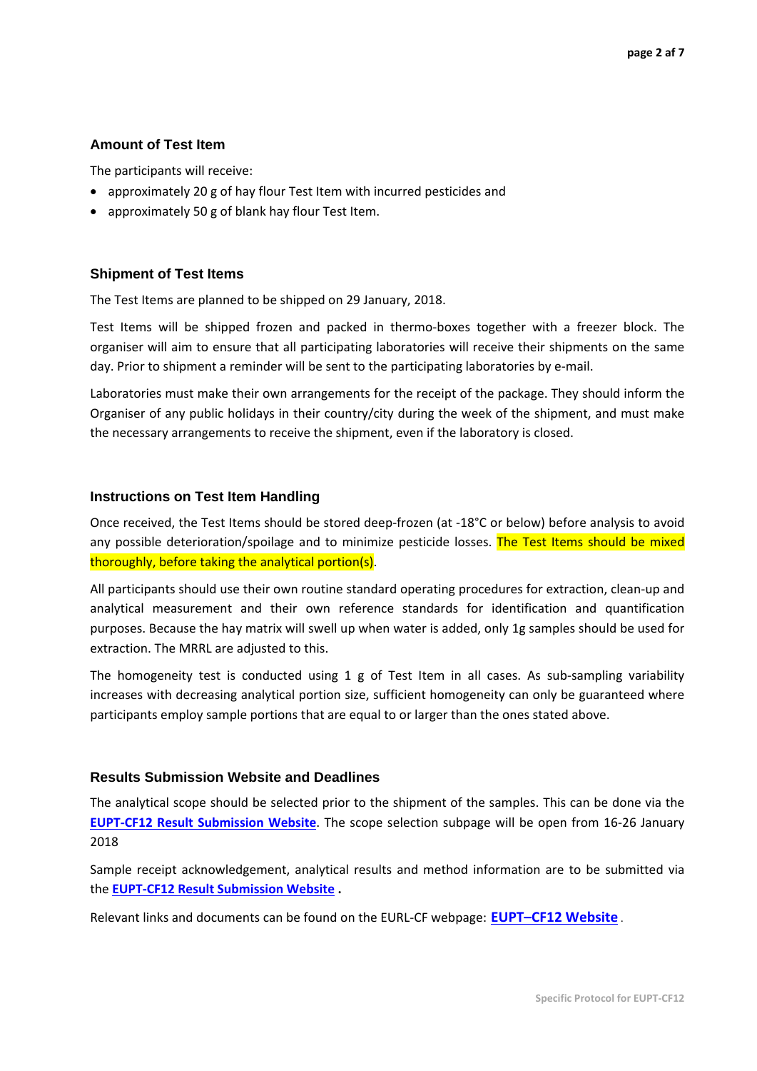## Amount of Test Item

The participants will receive:

- approximately 20 g of hay flour Test Item with incurred pesticides and
- approximately 50 g of blank hay flour Test Item.

## Shipment of Test Items

The Test Items are planned to be shipped on 29 January, 2018.

Test Items will be shipped frozen and packed in thermo-boxes together with a freezer block. The organiser will aim to ensure that all participating laboratories will receive their shipments on the same day. Prior to shipment a reminder will be sent to the participating laboratories by e-mail.

Laboratories must make their own arrangements for the receipt of the package. They should inform the Organiser of any public holidays in their country/city during the week of the shipment, and must make the necessary arrangements to receive the shipment, even if the laboratory is closed.

## Instructions on Test Item Handling

Once received, the Test Items should be stored deep-frozen (at -18°C or below) before analysis to avoid any possible deterioration/spoilage and to minimize pesticide losses. The Test Items should be mixed thoroughly, before taking the analytical portion(s).

All participants should use their own routine standard operating procedures for extraction, clean-up and analytical measurement and their own reference standards for identification and quantification purposes. Because the hay matrix will swell up when water is added, only 1g samples should be used for extraction. The MRRL are adjusted to this.

The homogeneity test is conducted using 1 g of Test Item in all cases. As sub-sampling variability increases with decreasing analytical portion size, sufficient homogeneity can only be guaranteed where participants employ sample portions that are equal to or larger than the ones stated above.

## Results Submission Website and Deadlines

The analytical scope should be selected prior to the shipment of the samples. This can be done via the **EUPT-CF12 Result Submission Website**. The scope selection subpage will be open from 16-26 January 2018

Sample receipt acknowledgement, analytical results and method information are to be submitted via the **EUPT-CF12 Result Submission Website** **.**

Relevant links and documents can be found on the EURL-CF webpage: **EUPT–CF12 Website**.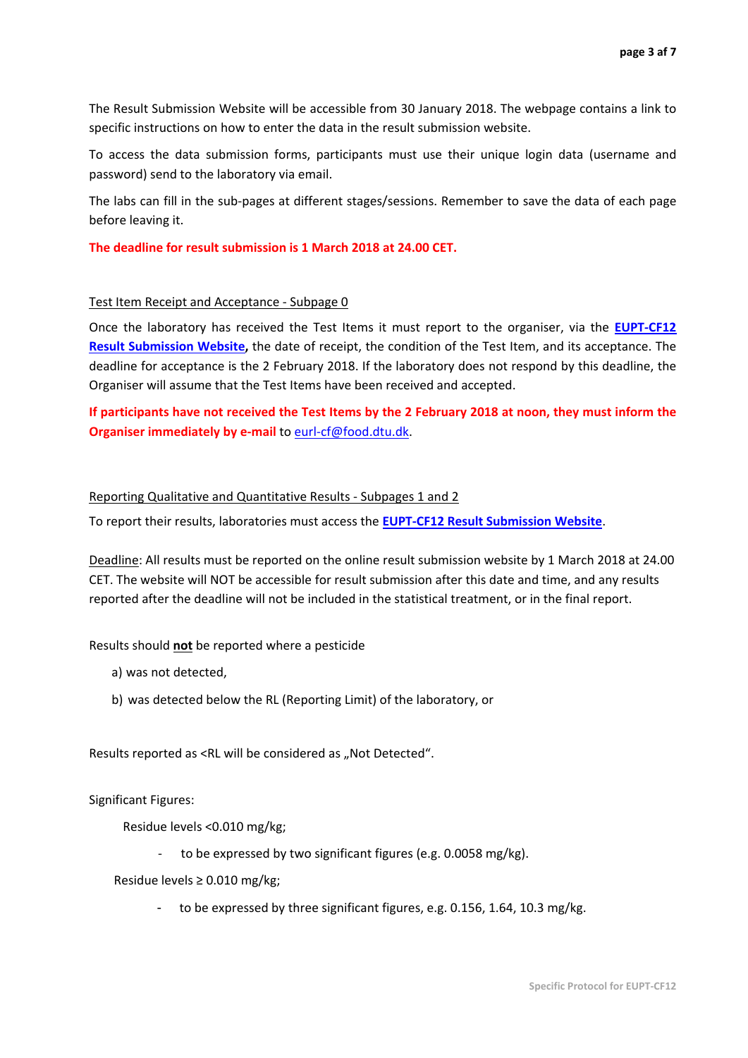The Result Submission Website will be accessible from 30 January 2018. The webpage contains a link to specific instructions on how to enter the data in the result submission website.

To access the data submission forms, participants must use their unique login data (username and password) send to the laboratory via email.

The labs can fill in the sub-pages at different stages/sessions. Remember to save the data of each page before leaving it.

**The deadline for result submission is 1 March 2018 at 24.00 CET.**

Test Item Receipt and Acceptance - Subpage 0

Once the laboratory has received the Test Items it must report to the organiser, via the **EUPT-CF12 Result Submission Website**, the date of receipt, the condition of the Test Item, and its acceptance. The deadline for acceptance is the 2 February 2018. If the laboratory does not respond by this deadline, the Organiser will assume that the Test Items have been received and accepted.

**If participants have not received the Test Items by the 2 February 2018 at noon, they must inform the Organiser immediately by e-mail** to eurl-cf@food.dtu.dk.

Reporting Qualitative and Quantitative Results - Subpages 1 and 2

To report their results, laboratories must access the **EUPT-CF12 Result Submission Website**.

Deadline: All results must be reported on the online result submission website by 1 March 2018 at 24.00 CET. The website will NOT be accessible for result submission after this date and time, and any results reported after the deadline will not be included in the statistical treatment, or in the final report.

Results should **not** be reported where a pesticide

a) was not detected,

b) was detected below the RL (Reporting Limit) of the laboratory, or

Results reported as <RL will be considered as „Not Detected".

Significant Figures:

Residue levels <0.010 mg/kg;

- to be expressed by two significant figures (e.g. 0.0058 mg/kg).

Residue levels ≥ 0.010 mg/kg;

- to be expressed by three significant figures, e.g. 0.156, 1.64, 10.3 mg/kg.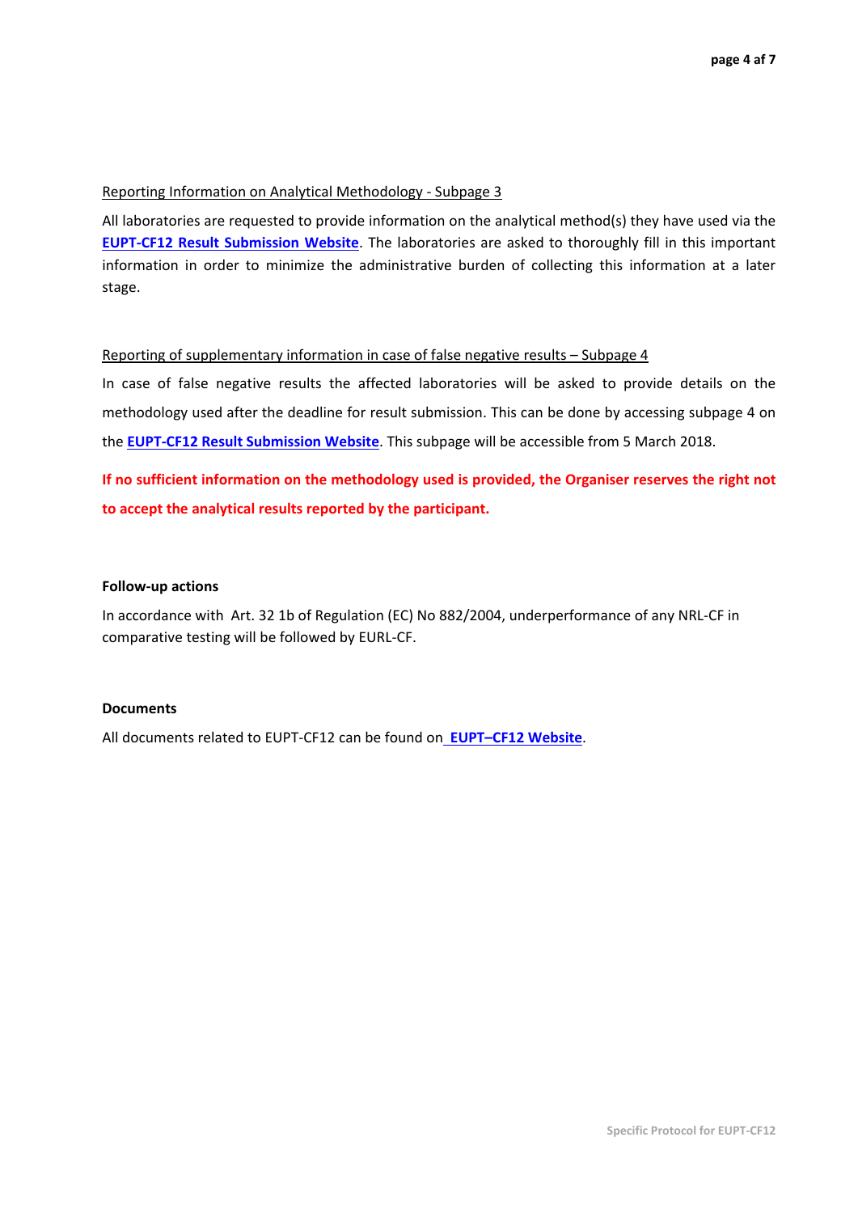Reporting Information on Analytical Methodology - Subpage 3

All laboratories are requested to provide information on the analytical method(s) they have used via the **EUPT-CF12 Result Submission Website**. The laboratories are asked to thoroughly fill in this important information in order to minimize the administrative burden of collecting this information at a later stage.

Reporting of supplementary information in case of false negative results – Subpage 4

In case of false negative results the affected laboratories will be asked to provide details on the methodology used after the deadline for result submission. This can be done by accessing subpage 4 on the **EUPT-CF12 Result Submission Website**. This subpage will be accessible from 5 March 2018.

**If no sufficient information on the methodology used is provided, the Organiser reserves the right not to accept the analytical results reported by the participant.**

**Follow-up actions**

In accordance with Art. 32 1b of Regulation (EC) No 882/2004, underperformance of any NRL-CF in comparative testing will be followed by EURL-CF.

**Documents**

All documents related to EUPT-CF12 can be found on **EUPT–CF12 Website**.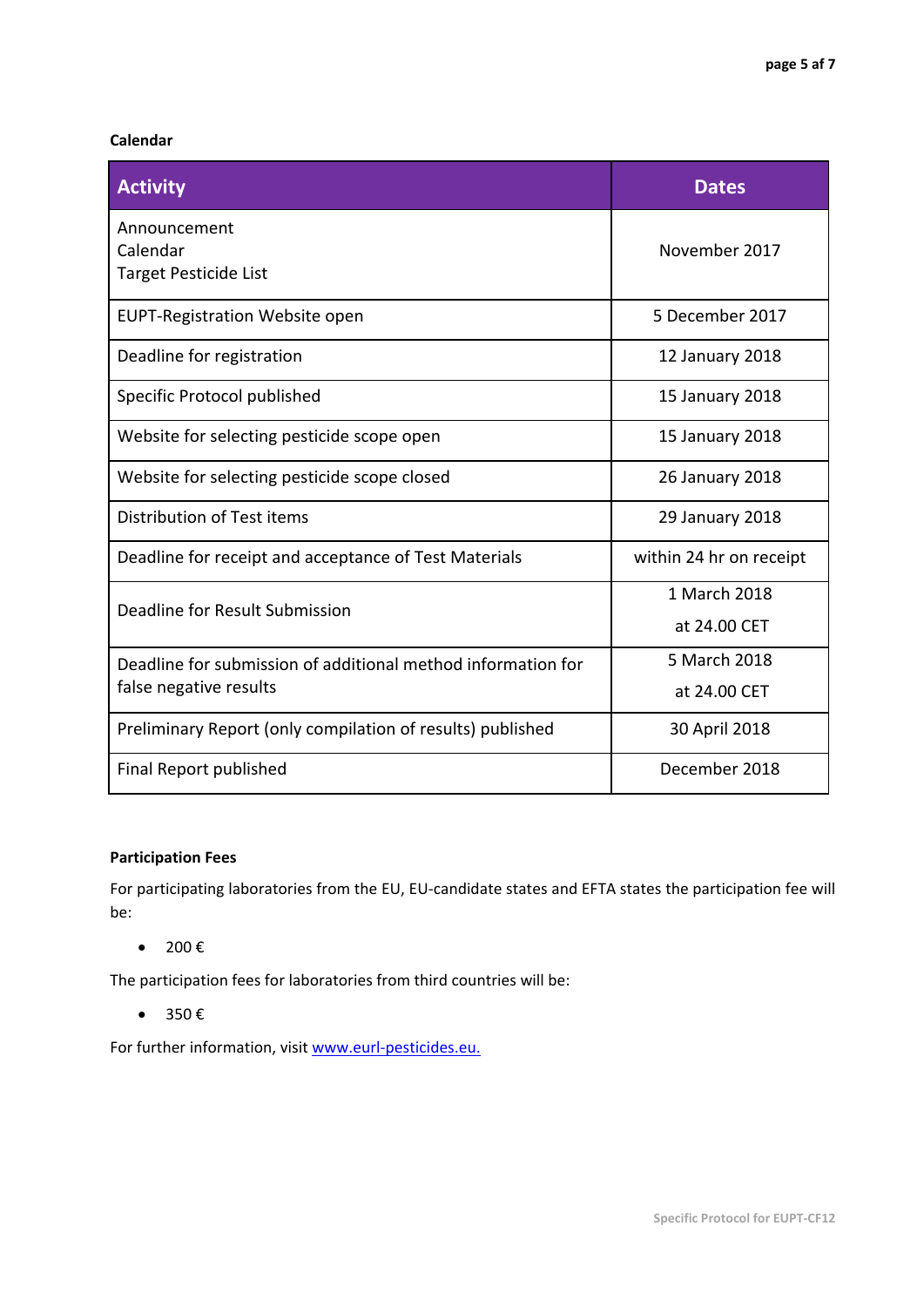**Calendar**

| Activity | Dates |
|---|---|
| Announcement<br>Calendar<br>Target Pesticide List | November 2017 |
| EUPT-Registration Website open | 5 December 2017 |
| Deadline for registration | 12 January 2018 |
| Specific Protocol published | 15 January 2018 |
| Website for selecting pesticide scope open | 15 January 2018 |
| Website for selecting pesticide scope closed | 26 January 2018 |
| Distribution of Test items | 29 January 2018 |
| Deadline for receipt and acceptance of Test Materials | within 24 hr on receipt |
| Deadline for Result Submission | 1 March 2018<br>at 24.00 CET |
| Deadline for submission of additional method information for false negative results | 5 March 2018<br>at 24.00 CET |
| Preliminary Report (only compilation of results) published | 30 April 2018 |
| Final Report published | December 2018 |

**Participation Fees**

For participating laboratories from the EU, EU-candidate states and EFTA states the participation fee will be:

- 200 €

The participation fees for laboratories from third countries will be:

- 350 €

For further information, visit www.eurl-pesticides.eu.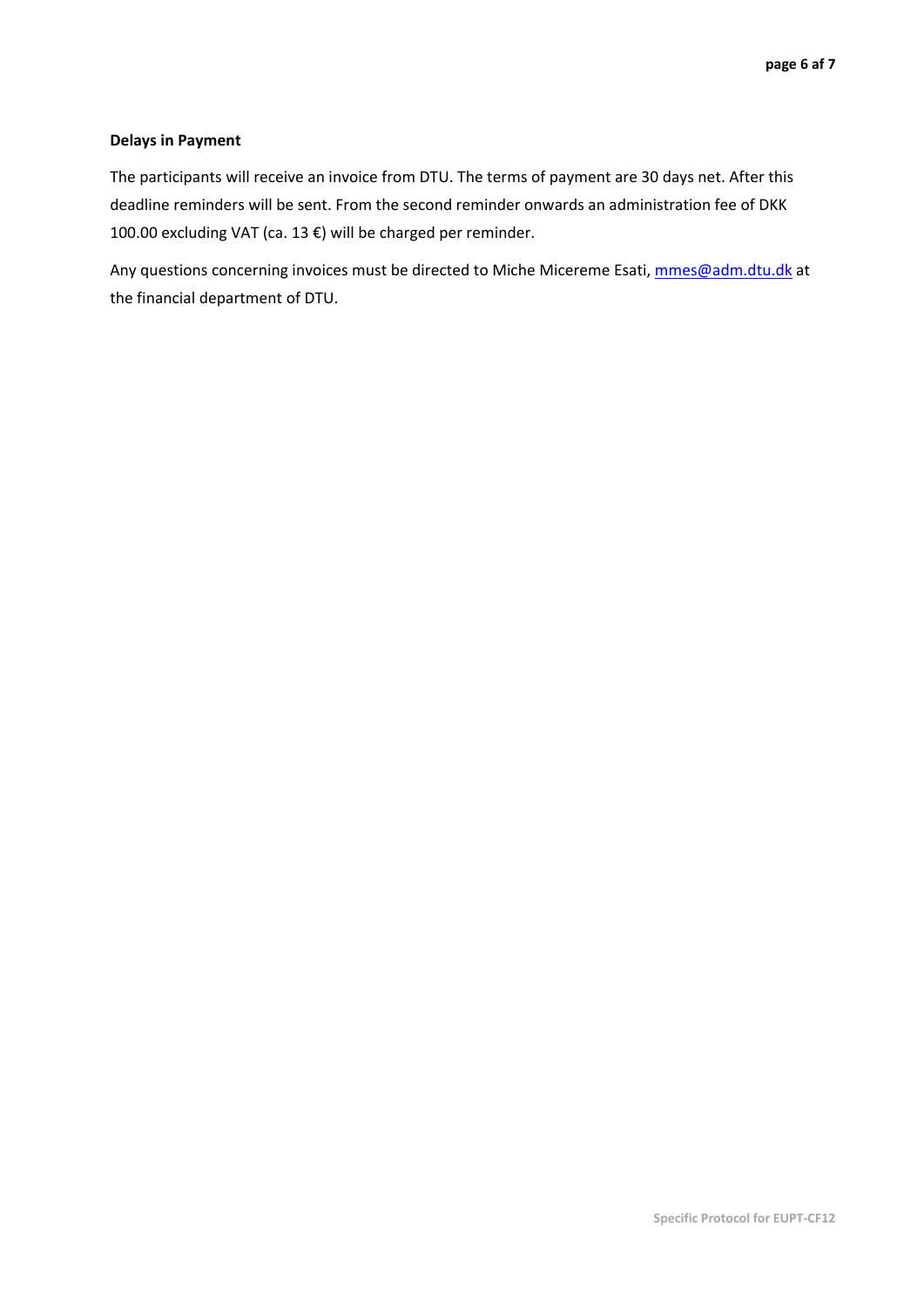**Delays in Payment**

The participants will receive an invoice from DTU. The terms of payment are 30 days net. After this deadline reminders will be sent. From the second reminder onwards an administration fee of DKK 100.00 excluding VAT (ca. 13 €) will be charged per reminder.

Any questions concerning invoices must be directed to Miche Micereme Esati, mmes@adm.dtu.dk at the financial department of DTU.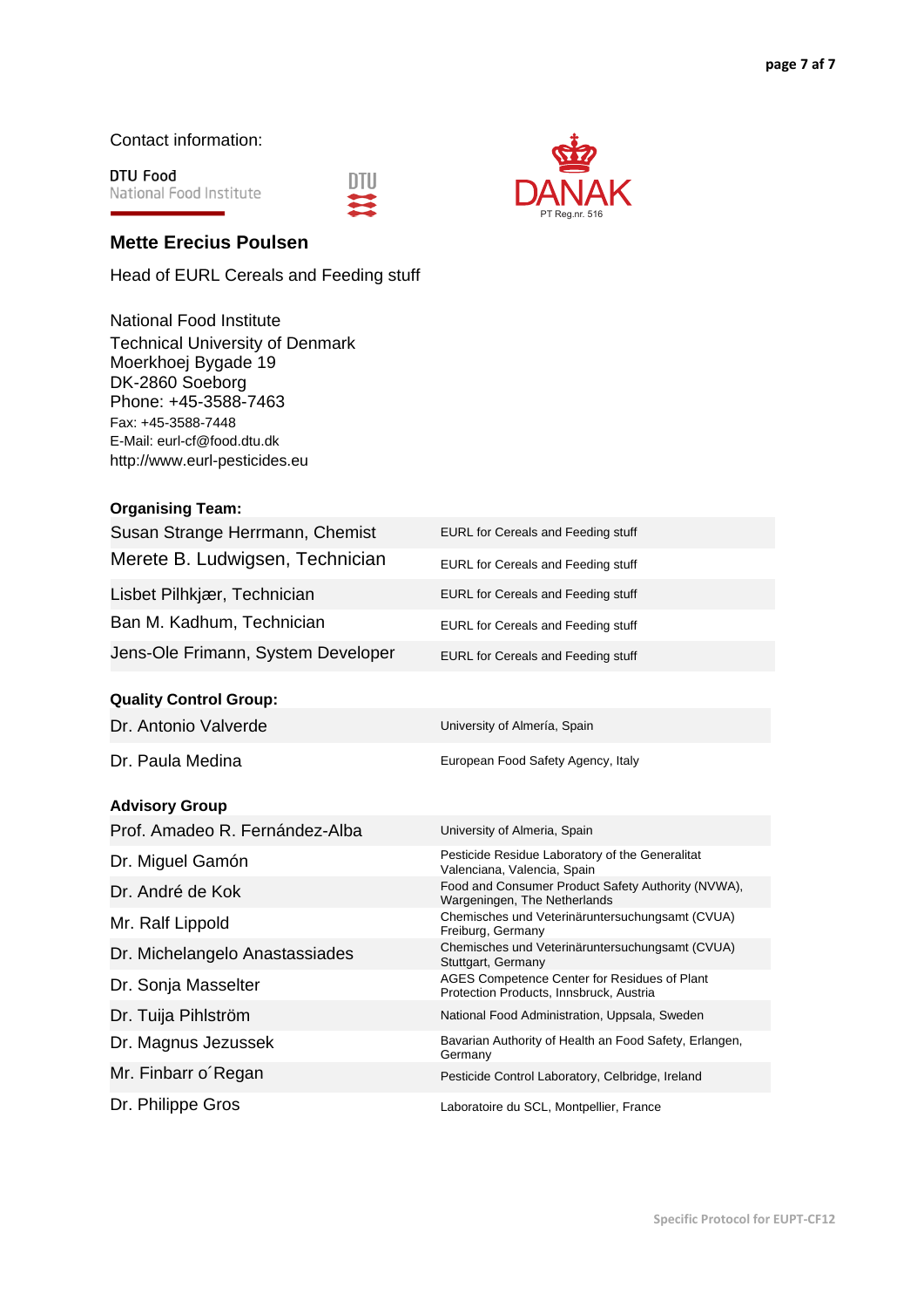Contact information:

DTU Food
National Food Institute

DANAK
PT Reg.nr. 516

**Mette Erecius Poulsen**

Head of EURL Cereals and Feeding stuff

National Food Institute
Technical University of Denmark
Moerkhoej Bygade 19
DK-2860 Soeborg
Phone: +45-3588-7463
Fax: +45-3588-7448
E-Mail: eurl-cf@food.dtu.dk
http://www.eurl-pesticides.eu

**Organising Team:**

| | |
|---|---|
| Susan Strange Herrmann, Chemist | EURL for Cereals and Feeding stuff |
| Merete B. Ludwigsen, Technician | EURL for Cereals and Feeding stuff |
| Lisbet Pilhkjær, Technician | EURL for Cereals and Feeding stuff |
| Ban M. Kadhum, Technician | EURL for Cereals and Feeding stuff |
| Jens-Ole Frimann, System Developer | EURL for Cereals and Feeding stuff |

**Quality Control Group:**

| | |
|---|---|
| Dr. Antonio Valverde | University of Almería, Spain |
| Dr. Paula Medina | European Food Safety Agency, Italy |

**Advisory Group**

| | |
|---|---|
| Prof. Amadeo R. Fernández-Alba | University of Almeria, Spain |
| Dr. Miguel Gamón | Pesticide Residue Laboratory of the Generalitat Valenciana, Valencia, Spain |
| Dr. André de Kok | Food and Consumer Product Safety Authority (NVWA), Wargeningen, The Netherlands |
| Mr. Ralf Lippold | Chemisches und Veterinäruntersuchungsamt (CVUA) Freiburg, Germany |
| Dr. Michelangelo Anastassiades | Chemisches und Veterinäruntersuchungsamt (CVUA) Stuttgart, Germany |
| Dr. Sonja Masselter | AGES Competence Center for Residues of Plant Protection Products, Innsbruck, Austria |
| Dr. Tuija Pihlström | National Food Administration, Uppsala, Sweden |
| Dr. Magnus Jezussek | Bavarian Authority of Health an Food Safety, Erlangen, Germany |
| Mr. Finbarr o´Regan | Pesticide Control Laboratory, Celbridge, Ireland |
| Dr. Philippe Gros | Laboratoire du SCL, Montpellier, France |